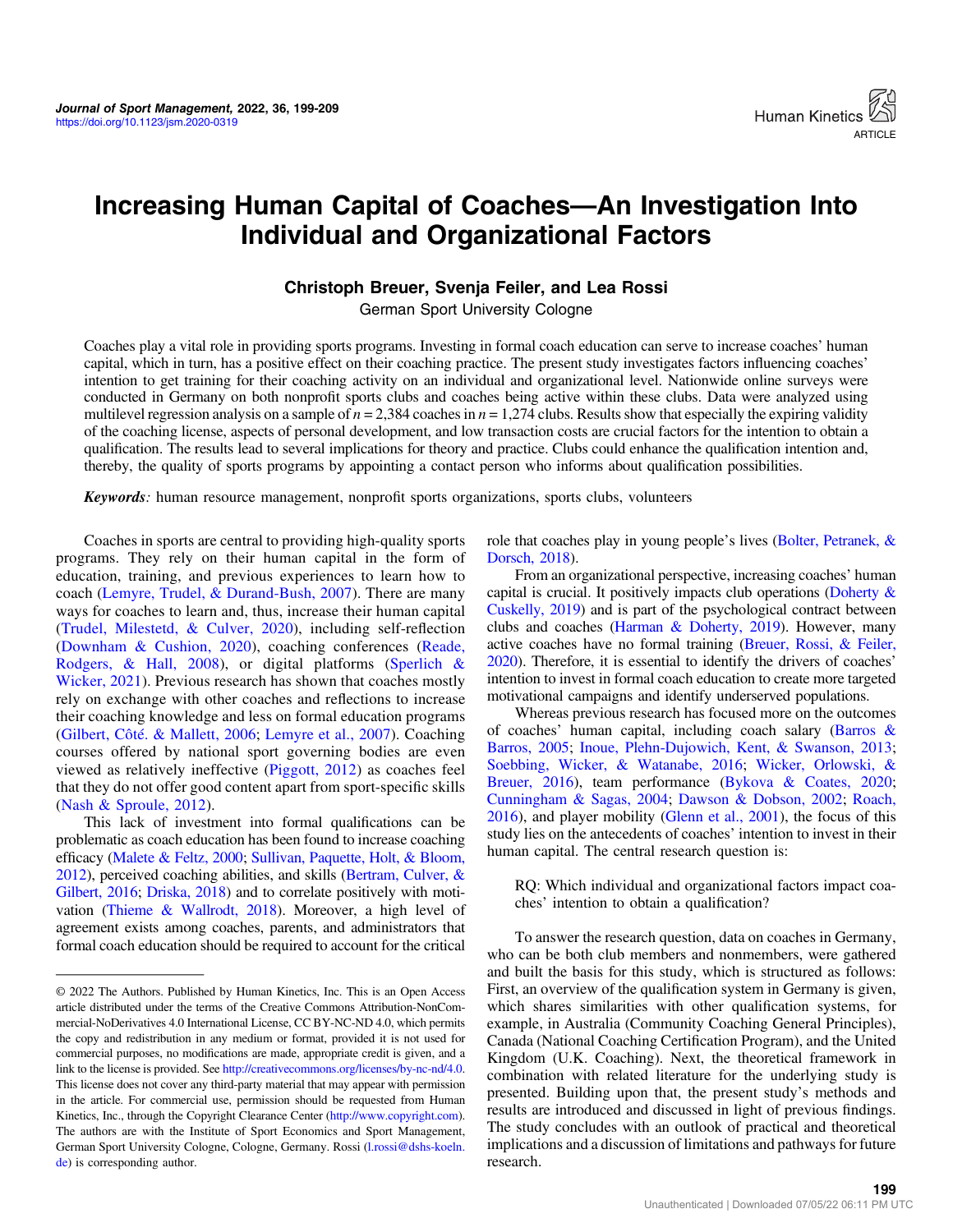# Increasing Human Capital of Coaches—An Investigation Into Individual and Organizational Factors

**Christoph Breuer, Svenja Feiler, and Lea Rossi**

German Sport University Cologne

Coaches play a vital role in providing sports programs. Investing in formal coach education can serve to increase coaches' human capital, which in turn, has a positive effect on their coaching practice. The present study investigates factors influencing coaches' intention to get training for their coaching activity on an individual and organizational level. Nationwide online surveys were conducted in Germany on both nonprofit sports clubs and coaches being active within these clubs. Data were analyzed using multilevel regression analysis on a sample of $n = 2{,}384$ coaches in $n = 1{,}274$ clubs. Results show that especially the expiring validity of the coaching license, aspects of personal development, and low transaction costs are crucial factors for the intention to obtain a qualification. The results lead to several implications for theory and practice. Clubs could enhance the qualification intention and, thereby, the quality of sports programs by appointing a contact person who informs about qualification possibilities.

***Keywords****:* human resource management, nonprofit sports organizations, sports clubs, volunteers

Coaches in sports are central to providing high-quality sports programs. They rely on their human capital in the form of education, training, and previous experiences to learn how to coach (Lemyre, Trudel, & Durand-Bush, 2007). There are many ways for coaches to learn and, thus, increase their human capital (Trudel, Milestetd, & Culver, 2020), including self-reflection (Downham & Cushion, 2020), coaching conferences (Reade, Rodgers, & Hall, 2008), or digital platforms (Sperlich & Wicker, 2021). Previous research has shown that coaches mostly rely on exchange with other coaches and reflections to increase their coaching knowledge and less on formal education programs (Gilbert, Côté, & Mallett, 2006; Lemyre et al., 2007). Coaching courses offered by national sport governing bodies are even viewed as relatively ineffective (Piggott, 2012) as coaches feel that they do not offer good content apart from sport-specific skills (Nash & Sproule, 2012).

This lack of investment into formal qualifications can be problematic as coach education has been found to increase coaching efficacy (Malete & Feltz, 2000; Sullivan, Paquette, Holt, & Bloom, 2012), perceived coaching abilities, and skills (Bertram, Culver, & Gilbert, 2016; Driska, 2018) and to correlate positively with motivation (Thieme & Wallrodt, 2018). Moreover, a high level of agreement exists among coaches, parents, and administrators that formal coach education should be required to account for the critical role that coaches play in young people's lives (Bolter, Petranek, & Dorsch, 2018).

From an organizational perspective, increasing coaches' human capital is crucial. It positively impacts club operations (Doherty & Cuskelly, 2019) and is part of the psychological contract between clubs and coaches (Harman & Doherty, 2019). However, many active coaches have no formal training (Breuer, Rossi, & Feiler, 2020). Therefore, it is essential to identify the drivers of coaches' intention to invest in formal coach education to create more targeted motivational campaigns and identify underserved populations.

Whereas previous research has focused more on the outcomes of coaches' human capital, including coach salary (Barros & Barros, 2005; Inoue, Plehn-Dujowich, Kent, & Swanson, 2013; Soebbing, Wicker, & Watanabe, 2016; Wicker, Orlowski, & Breuer, 2016), team performance (Bykova & Coates, 2020; Cunningham & Sagas, 2004; Dawson & Dobson, 2002; Roach, 2016), and player mobility (Glenn et al., 2001), the focus of this study lies on the antecedents of coaches' intention to invest in their human capital. The central research question is:

> RQ: Which individual and organizational factors impact coaches' intention to obtain a qualification?

To answer the research question, data on coaches in Germany, who can be both club members and nonmembers, were gathered and built the basis for this study, which is structured as follows: First, an overview of the qualification system in Germany is given, which shares similarities with other qualification systems, for example, in Australia (Community Coaching General Principles), Canada (National Coaching Certification Program), and the United Kingdom (U.K. Coaching). Next, the theoretical framework in combination with related literature for the underlying study is presented. Building upon that, the present study's methods and results are introduced and discussed in light of previous findings. The study concludes with an outlook of practical and theoretical implications and a discussion of limitations and pathways for future research.

---

© 2022 The Authors. Published by Human Kinetics, Inc. This is an Open Access article distributed under the terms of the Creative Commons Attribution-NonCommercial-NoDerivatives 4.0 International License, CC BY-NC-ND 4.0, which permits the copy and redistribution in any medium or format, provided it is not used for commercial purposes, no modifications are made, appropriate credit is given, and a link to the license is provided. See http://creativecommons.org/licenses/by-nc-nd/4.0. This license does not cover any third-party material that may appear with permission in the article. For commercial use, permission should be requested from Human Kinetics, Inc., through the Copyright Clearance Center (http://www.copyright.com). The authors are with the Institute of Sport Economics and Sport Management, German Sport University Cologne, Cologne, Germany. Rossi (l.rossi@dshs-koeln.de) is corresponding author.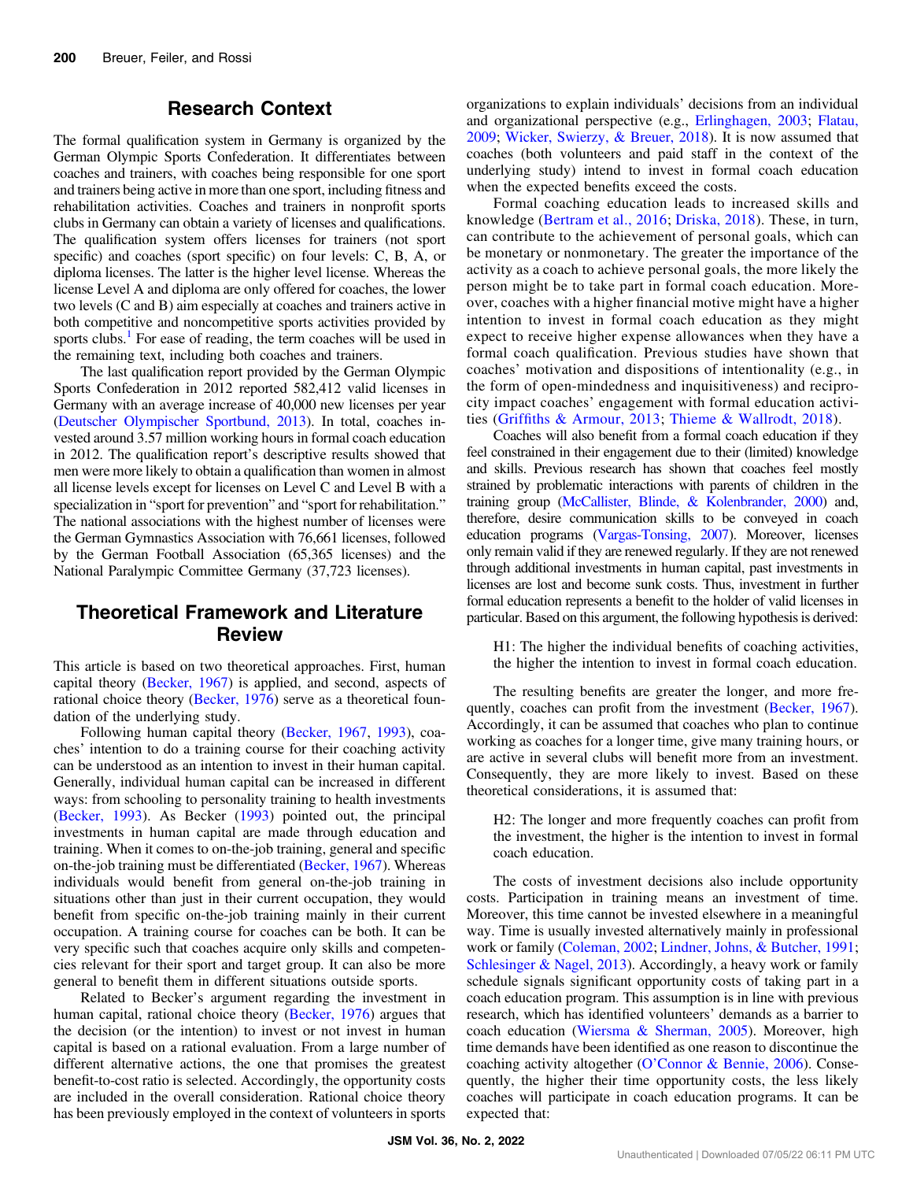## Research Context

The formal qualification system in Germany is organized by the German Olympic Sports Confederation. It differentiates between coaches and trainers, with coaches being responsible for one sport and trainers being active in more than one sport, including fitness and rehabilitation activities. Coaches and trainers in nonprofit sports clubs in Germany can obtain a variety of licenses and qualifications. The qualification system offers licenses for trainers (not sport specific) and coaches (sport specific) on four levels: C, B, A, or diploma licenses. The latter is the higher level license. Whereas the license Level A and diploma are only offered for coaches, the lower two levels (C and B) aim especially at coaches and trainers active in both competitive and noncompetitive sports activities provided by sports clubs.[1] For ease of reading, the term coaches will be used in the remaining text, including both coaches and trainers.

The last qualification report provided by the German Olympic Sports Confederation in 2012 reported 582,412 valid licenses in Germany with an average increase of 40,000 new licenses per year (Deutscher Olympischer Sportbund, 2013). In total, coaches invested around 3.57 million working hours in formal coach education in 2012. The qualification report's descriptive results showed that men were more likely to obtain a qualification than women in almost all license levels except for licenses on Level C and Level B with a specialization in "sport for prevention" and "sport for rehabilitation." The national associations with the highest number of licenses were the German Gymnastics Association with 76,661 licenses, followed by the German Football Association (65,365 licenses) and the National Paralympic Committee Germany (37,723 licenses).

## Theoretical Framework and Literature Review

This article is based on two theoretical approaches. First, human capital theory (Becker, 1967) is applied, and second, aspects of rational choice theory (Becker, 1976) serve as a theoretical foundation of the underlying study.

Following human capital theory (Becker, 1967, 1993), coaches' intention to do a training course for their coaching activity can be understood as an intention to invest in their human capital. Generally, individual human capital can be increased in different ways: from schooling to personality training to health investments (Becker, 1993). As Becker (1993) pointed out, the principal investments in human capital are made through education and training. When it comes to on-the-job training, general and specific on-the-job training must be differentiated (Becker, 1967). Whereas individuals would benefit from general on-the-job training in situations other than just in their current occupation, they would benefit from specific on-the-job training mainly in their current occupation. A training course for coaches can be both. It can be very specific such that coaches acquire only skills and competencies relevant for their sport and target group. It can also be more general to benefit them in different situations outside sports.

Related to Becker's argument regarding the investment in human capital, rational choice theory (Becker, 1976) argues that the decision (or the intention) to invest or not invest in human capital is based on a rational evaluation. From a large number of different alternative actions, the one that promises the greatest benefit-to-cost ratio is selected. Accordingly, the opportunity costs are included in the overall consideration. Rational choice theory has been previously employed in the context of volunteers in sports organizations to explain individuals' decisions from an individual and organizational perspective (e.g., Erlinghagen, 2003; Flatau, 2009; Wicker, Swierzy, & Breuer, 2018). It is now assumed that coaches (both volunteers and paid staff in the context of the underlying study) intend to invest in formal coach education when the expected benefits exceed the costs.

Formal coaching education leads to increased skills and knowledge (Bertram et al., 2016; Driska, 2018). These, in turn, can contribute to the achievement of personal goals, which can be monetary or nonmonetary. The greater the importance of the activity as a coach to achieve personal goals, the more likely the person might be to take part in formal coach education. Moreover, coaches with a higher financial motive might have a higher intention to invest in formal coach education as they might expect to receive higher expense allowances when they have a formal coach qualification. Previous studies have shown that coaches' motivation and dispositions of intentionality (e.g., in the form of open-mindedness and inquisitiveness) and reciprocity impact coaches' engagement with formal education activities (Griffiths & Armour, 2013; Thieme & Wallrodt, 2018).

Coaches will also benefit from a formal coach education if they feel constrained in their engagement due to their (limited) knowledge and skills. Previous research has shown that coaches feel mostly strained by problematic interactions with parents of children in the training group (McCallister, Blinde, & Kolenbrander, 2000) and, therefore, desire communication skills to be conveyed in coach education programs (Vargas-Tonsing, 2007). Moreover, licenses only remain valid if they are renewed regularly. If they are not renewed through additional investments in human capital, past investments in licenses are lost and become sunk costs. Thus, investment in further formal education represents a benefit to the holder of valid licenses in particular. Based on this argument, the following hypothesis is derived:

> H1: The higher the individual benefits of coaching activities, the higher the intention to invest in formal coach education.

The resulting benefits are greater the longer, and more frequently, coaches can profit from the investment (Becker, 1967). Accordingly, it can be assumed that coaches who plan to continue working as coaches for a longer time, give many training hours, or are active in several clubs will benefit more from an investment. Consequently, they are more likely to invest. Based on these theoretical considerations, it is assumed that:

> H2: The longer and more frequently coaches can profit from the investment, the higher is the intention to invest in formal coach education.

The costs of investment decisions also include opportunity costs. Participation in training means an investment of time. Moreover, this time cannot be invested elsewhere in a meaningful way. Time is usually invested alternatively mainly in professional work or family (Coleman, 2002; Lindner, Johns, & Butcher, 1991; Schlesinger & Nagel, 2013). Accordingly, a heavy work or family schedule signals significant opportunity costs of taking part in a coach education program. This assumption is in line with previous research, which has identified volunteers' demands as a barrier to coach education (Wiersma & Sherman, 2005). Moreover, high time demands have been identified as one reason to discontinue the coaching activity altogether (O'Connor & Bennie, 2006). Consequently, the higher their time opportunity costs, the less likely coaches will participate in coach education programs. It can be expected that: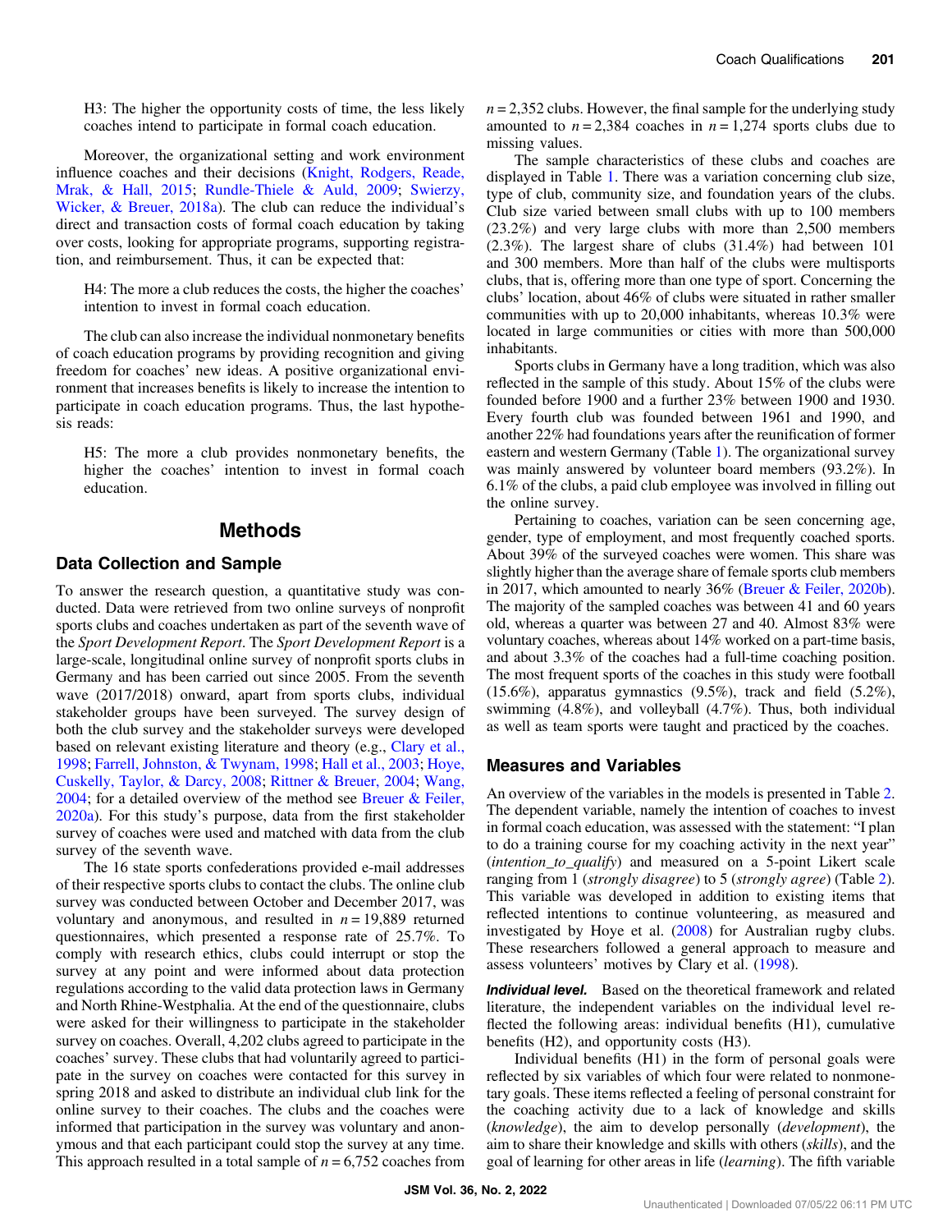H3: The higher the opportunity costs of time, the less likely coaches intend to participate in formal coach education.

Moreover, the organizational setting and work environment influence coaches and their decisions (Knight, Rodgers, Reade, Mrak, & Hall, 2015; Rundle-Thiele & Auld, 2009; Swierzy, Wicker, & Breuer, 2018a). The club can reduce the individual's direct and transaction costs of formal coach education by taking over costs, looking for appropriate programs, supporting registration, and reimbursement. Thus, it can be expected that:

H4: The more a club reduces the costs, the higher the coaches' intention to invest in formal coach education.

The club can also increase the individual nonmonetary benefits of coach education programs by providing recognition and giving freedom for coaches' new ideas. A positive organizational environment that increases benefits is likely to increase the intention to participate in coach education programs. Thus, the last hypothesis reads:

H5: The more a club provides nonmonetary benefits, the higher the coaches' intention to invest in formal coach education.

## Methods

### Data Collection and Sample

To answer the research question, a quantitative study was conducted. Data were retrieved from two online surveys of nonprofit sports clubs and coaches undertaken as part of the seventh wave of the *Sport Development Report*. The *Sport Development Report* is a large-scale, longitudinal online survey of nonprofit sports clubs in Germany and has been carried out since 2005. From the seventh wave (2017/2018) onward, apart from sports clubs, individual stakeholder groups have been surveyed. The survey design of both the club survey and the stakeholder surveys were developed based on relevant existing literature and theory (e.g., Clary et al., 1998; Farrell, Johnston, & Twynam, 1998; Hall et al., 2003; Hoye, Cuskelly, Taylor, & Darcy, 2008; Rittner & Breuer, 2004; Wang, 2004; for a detailed overview of the method see Breuer & Feiler, 2020a). For this study's purpose, data from the first stakeholder survey of coaches were used and matched with data from the club survey of the seventh wave.

The 16 state sports confederations provided e-mail addresses of their respective sports clubs to contact the clubs. The online club survey was conducted between October and December 2017, was voluntary and anonymous, and resulted in $n = 19{,}889$ returned questionnaires, which presented a response rate of 25.7%. To comply with research ethics, clubs could interrupt or stop the survey at any point and were informed about data protection regulations according to the valid data protection laws in Germany and North Rhine-Westphalia. At the end of the questionnaire, clubs were asked for their willingness to participate in the stakeholder survey on coaches. Overall, 4,202 clubs agreed to participate in the coaches' survey. These clubs that had voluntarily agreed to participate in the survey on coaches were contacted for this survey in spring 2018 and asked to distribute an individual club link for the online survey to their coaches. The clubs and the coaches were informed that participation in the survey was voluntary and anonymous and that each participant could stop the survey at any time. This approach resulted in a total sample of $n = 6{,}752$ coaches from $n = 2{,}352$ clubs. However, the final sample for the underlying study amounted to $n = 2{,}384$ coaches in $n = 1{,}274$ sports clubs due to missing values.

The sample characteristics of these clubs and coaches are displayed in Table 1. There was a variation concerning club size, type of club, community size, and foundation years of the clubs. Club size varied between small clubs with up to 100 members (23.2%) and very large clubs with more than 2,500 members (2.3%). The largest share of clubs (31.4%) had between 101 and 300 members. More than half of the clubs were multisports clubs, that is, offering more than one type of sport. Concerning the clubs' location, about 46% of clubs were situated in rather smaller communities with up to 20,000 inhabitants, whereas 10.3% were located in large communities or cities with more than 500,000 inhabitants.

Sports clubs in Germany have a long tradition, which was also reflected in the sample of this study. About 15% of the clubs were founded before 1900 and a further 23% between 1900 and 1930. Every fourth club was founded between 1961 and 1990, and another 22% had foundations years after the reunification of former eastern and western Germany (Table 1). The organizational survey was mainly answered by volunteer board members (93.2%). In 6.1% of the clubs, a paid club employee was involved in filling out the online survey.

Pertaining to coaches, variation can be seen concerning age, gender, type of employment, and most frequently coached sports. About 39% of the surveyed coaches were women. This share was slightly higher than the average share of female sports club members in 2017, which amounted to nearly 36% (Breuer & Feiler, 2020b). The majority of the sampled coaches was between 41 and 60 years old, whereas a quarter was between 27 and 40. Almost 83% were voluntary coaches, whereas about 14% worked on a part-time basis, and about 3.3% of the coaches had a full-time coaching position. The most frequent sports of the coaches in this study were football (15.6%), apparatus gymnastics (9.5%), track and field (5.2%), swimming (4.8%), and volleyball (4.7%). Thus, both individual as well as team sports were taught and practiced by the coaches.

### Measures and Variables

An overview of the variables in the models is presented in Table 2. The dependent variable, namely the intention of coaches to invest in formal coach education, was assessed with the statement: "I plan to do a training course for my coaching activity in the next year" (*intention_to_qualify*) and measured on a 5-point Likert scale ranging from 1 (*strongly disagree*) to 5 (*strongly agree*) (Table 2). This variable was developed in addition to existing items that reflected intentions to continue volunteering, as measured and investigated by Hoye et al. (2008) for Australian rugby clubs. These researchers followed a general approach to measure and assess volunteers' motives by Clary et al. (1998).

***Individual level.*** Based on the theoretical framework and related literature, the independent variables on the individual level reflected the following areas: individual benefits (H1), cumulative benefits (H2), and opportunity costs (H3).

Individual benefits (H1) in the form of personal goals were reflected by six variables of which four were related to nonmonetary goals. These items reflected a feeling of personal constraint for the coaching activity due to a lack of knowledge and skills (*knowledge*), the aim to develop personally (*development*), the aim to share their knowledge and skills with others (*skills*), and the goal of learning for other areas in life (*learning*). The fifth variable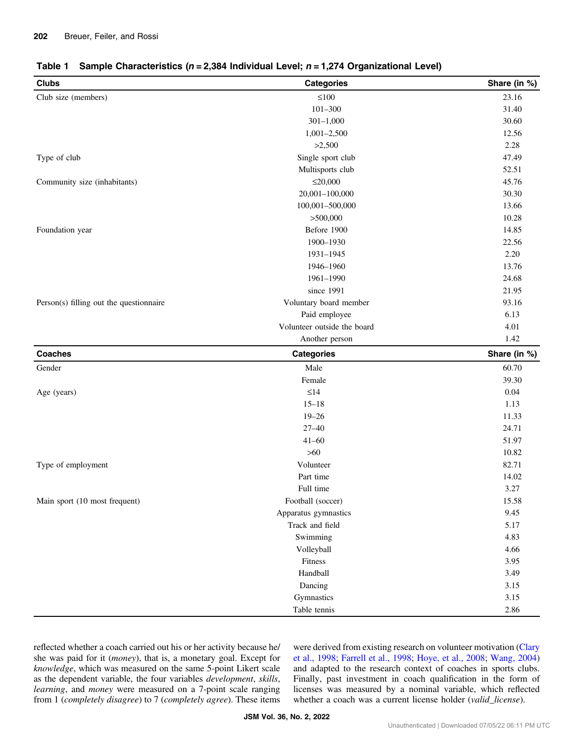**Table 1 Sample Characteristics ($n = 2{,}384$ Individual Level; $n = 1{,}274$ Organizational Level)**

| Clubs | Categories | Share (in %) |
|---|---|---|
| Club size (members) | ≤100 | 23.16 |
| | 101–300 | 31.40 |
| | 301–1,000 | 30.60 |
| | 1,001–2,500 | 12.56 |
| | >2,500 | 2.28 |
| Type of club | Single sport club | 47.49 |
| | Multisports club | 52.51 |
| Community size (inhabitants) | ≤20,000 | 45.76 |
| | 20,001–100,000 | 30.30 |
| | 100,001–500,000 | 13.66 |
| | >500,000 | 10.28 |
| Foundation year | Before 1900 | 14.85 |
| | 1900–1930 | 22.56 |
| | 1931–1945 | 2.20 |
| | 1946–1960 | 13.76 |
| | 1961–1990 | 24.68 |
| | since 1991 | 21.95 |
| Person(s) filling out the questionnaire | Voluntary board member | 93.16 |
| | Paid employee | 6.13 |
| | Volunteer outside the board | 4.01 |
| | Another person | 1.42 |
| **Coaches** | **Categories** | **Share (in %)** |
| Gender | Male | 60.70 |
| | Female | 39.30 |
| Age (years) | ≤14 | 0.04 |
| | 15–18 | 1.13 |
| | 19–26 | 11.33 |
| | 27–40 | 24.71 |
| | 41–60 | 51.97 |
| | >60 | 10.82 |
| Type of employment | Volunteer | 82.71 |
| | Part time | 14.02 |
| | Full time | 3.27 |
| Main sport (10 most frequent) | Football (soccer) | 15.58 |
| | Apparatus gymnastics | 9.45 |
| | Track and field | 5.17 |
| | Swimming | 4.83 |
| | Volleyball | 4.66 |
| | Fitness | 3.95 |
| | Handball | 3.49 |
| | Dancing | 3.15 |
| | Gymnastics | 3.15 |
| | Table tennis | 2.86 |

reflected whether a coach carried out his or her activity because he/she was paid for it (*money*), that is, a monetary goal. Except for *knowledge*, which was measured on the same 5-point Likert scale as the dependent variable, the four variables *development*, *skills*, *learning*, and *money* were measured on a 7-point scale ranging from 1 (*completely disagree*) to 7 (*completely agree*). These items were derived from existing research on volunteer motivation (Clary et al., 1998; Farrell et al., 1998; Hoye, et al., 2008; Wang, 2004) and adapted to the research context of coaches in sports clubs. Finally, past investment in coach qualification in the form of licenses was measured by a nominal variable, which reflected whether a coach was a current license holder (*valid_license*).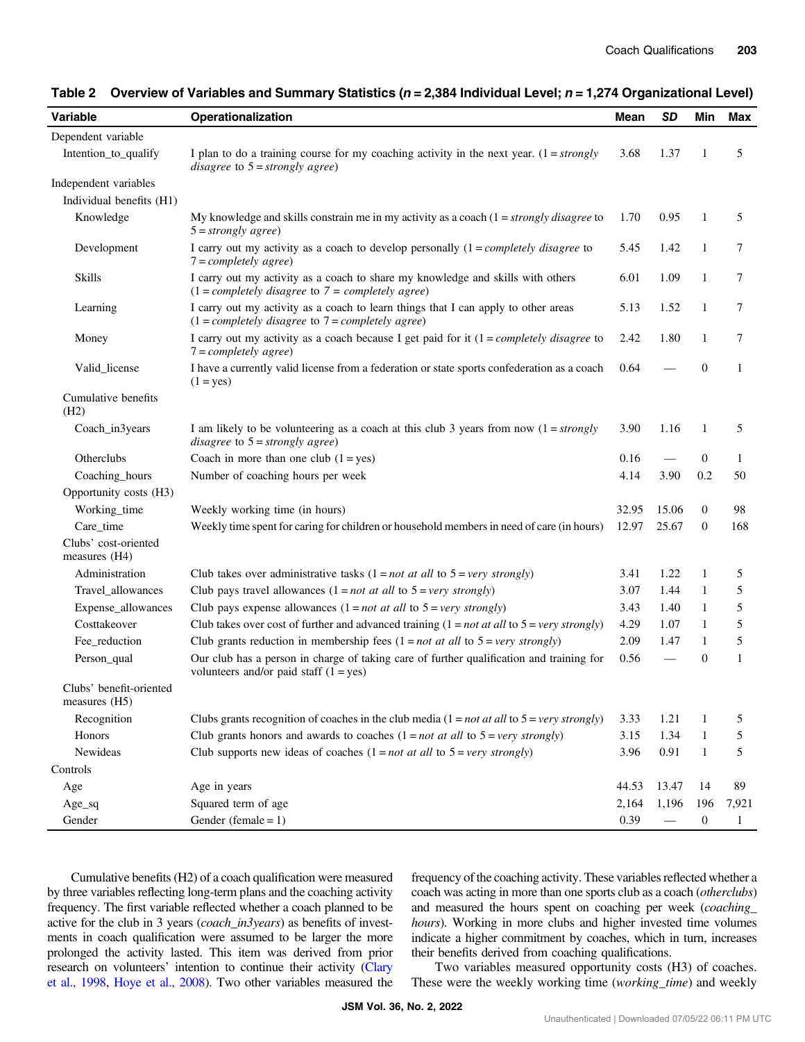**Table 2 Overview of Variables and Summary Statistics ($n = 2,384$ Individual Level; $n = 1,274$ Organizational Level)**

| Variable | Operationalization | Mean | *SD* | Min | Max |
|---|---|---|---|---|---|
| Dependent variable | | | | | |
| Intention_to_qualify | I plan to do a training course for my coaching activity in the next year. (1 = *strongly disagree* to 5 = *strongly agree*) | 3.68 | 1.37 | 1 | 5 |
| Independent variables | | | | | |
| Individual benefits (H1) | | | | | |
| Knowledge | My knowledge and skills constrain me in my activity as a coach (1 = *strongly disagree* to 5 = *strongly agree*) | 1.70 | 0.95 | 1 | 5 |
| Development | I carry out my activity as a coach to develop personally (1 = *completely disagree* to 7 = *completely agree*) | 5.45 | 1.42 | 1 | 7 |
| Skills | I carry out my activity as a coach to share my knowledge and skills with others (1 = *completely disagree* to *7 = completely agree*) | 6.01 | 1.09 | 1 | 7 |
| Learning | I carry out my activity as a coach to learn things that I can apply to other areas (1 = *completely disagree* to 7 = *completely agree*) | 5.13 | 1.52 | 1 | 7 |
| Money | I carry out my activity as a coach because I get paid for it (1 = *completely disagree* to 7 = *completely agree*) | 2.42 | 1.80 | 1 | 7 |
| Valid_license | I have a currently valid license from a federation or state sports confederation as a coach (1 = yes) | 0.64 | — | 0 | 1 |
| Cumulative benefits (H2) | | | | | |
| Coach_in3years | I am likely to be volunteering as a coach at this club 3 years from now (1 = *strongly disagree* to 5 = *strongly agree*) | 3.90 | 1.16 | 1 | 5 |
| Otherclubs | Coach in more than one club (1 = yes) | 0.16 | — | 0 | 1 |
| Coaching_hours | Number of coaching hours per week | 4.14 | 3.90 | 0.2 | 50 |
| Opportunity costs (H3) | | | | | |
| Working_time | Weekly working time (in hours) | 32.95 | 15.06 | 0 | 98 |
| Care_time | Weekly time spent for caring for children or household members in need of care (in hours) | 12.97 | 25.67 | 0 | 168 |
| Clubs' cost-oriented measures (H4) | | | | | |
| Administration | Club takes over administrative tasks (1 = *not at all* to 5 = *very strongly*) | 3.41 | 1.22 | 1 | 5 |
| Travel_allowances | Club pays travel allowances (1 = *not at all* to 5 = *very strongly*) | 3.07 | 1.44 | 1 | 5 |
| Expense_allowances | Club pays expense allowances (1 = *not at all* to 5 = *very strongly*) | 3.43 | 1.40 | 1 | 5 |
| Costtakeover | Club takes over cost of further and advanced training (1 = *not at all* to 5 = *very strongly*) | 4.29 | 1.07 | 1 | 5 |
| Fee_reduction | Club grants reduction in membership fees (1 = *not at all* to 5 = *very strongly*) | 2.09 | 1.47 | 1 | 5 |
| Person_qual | Our club has a person in charge of taking care of further qualification and training for volunteers and/or paid staff (1 = yes) | 0.56 | — | 0 | 1 |
| Clubs' benefit-oriented measures (H5) | | | | | |
| Recognition | Clubs grants recognition of coaches in the club media (1 = *not at all* to 5 = *very strongly*) | 3.33 | 1.21 | 1 | 5 |
| Honors | Club grants honors and awards to coaches (1 = *not at all* to 5 = *very strongly*) | 3.15 | 1.34 | 1 | 5 |
| Newideas | Club supports new ideas of coaches (1 = *not at all* to 5 = *very strongly*) | 3.96 | 0.91 | 1 | 5 |
| Controls | | | | | |
| Age | Age in years | 44.53 | 13.47 | 14 | 89 |
| Age_sq | Squared term of age | 2,164 | 1,196 | 196 | 7,921 |
| Gender | Gender (female = 1) | 0.39 | — | 0 | 1 |

Cumulative benefits (H2) of a coach qualification were measured by three variables reflecting long-term plans and the coaching activity frequency. The first variable reflected whether a coach planned to be active for the club in 3 years (*coach_in3years*) as benefits of investments in coach qualification were assumed to be larger the more prolonged the activity lasted. This item was derived from prior research on volunteers' intention to continue their activity (Clary et al., 1998, Hoye et al., 2008). Two other variables measured the frequency of the coaching activity. These variables reflected whether a coach was acting in more than one sports club as a coach (*otherclubs*) and measured the hours spent on coaching per week (*coaching_hours*). Working in more clubs and higher invested time volumes indicate a higher commitment by coaches, which in turn, increases their benefits derived from coaching qualifications.

Two variables measured opportunity costs (H3) of coaches. These were the weekly working time (*working_time*) and weekly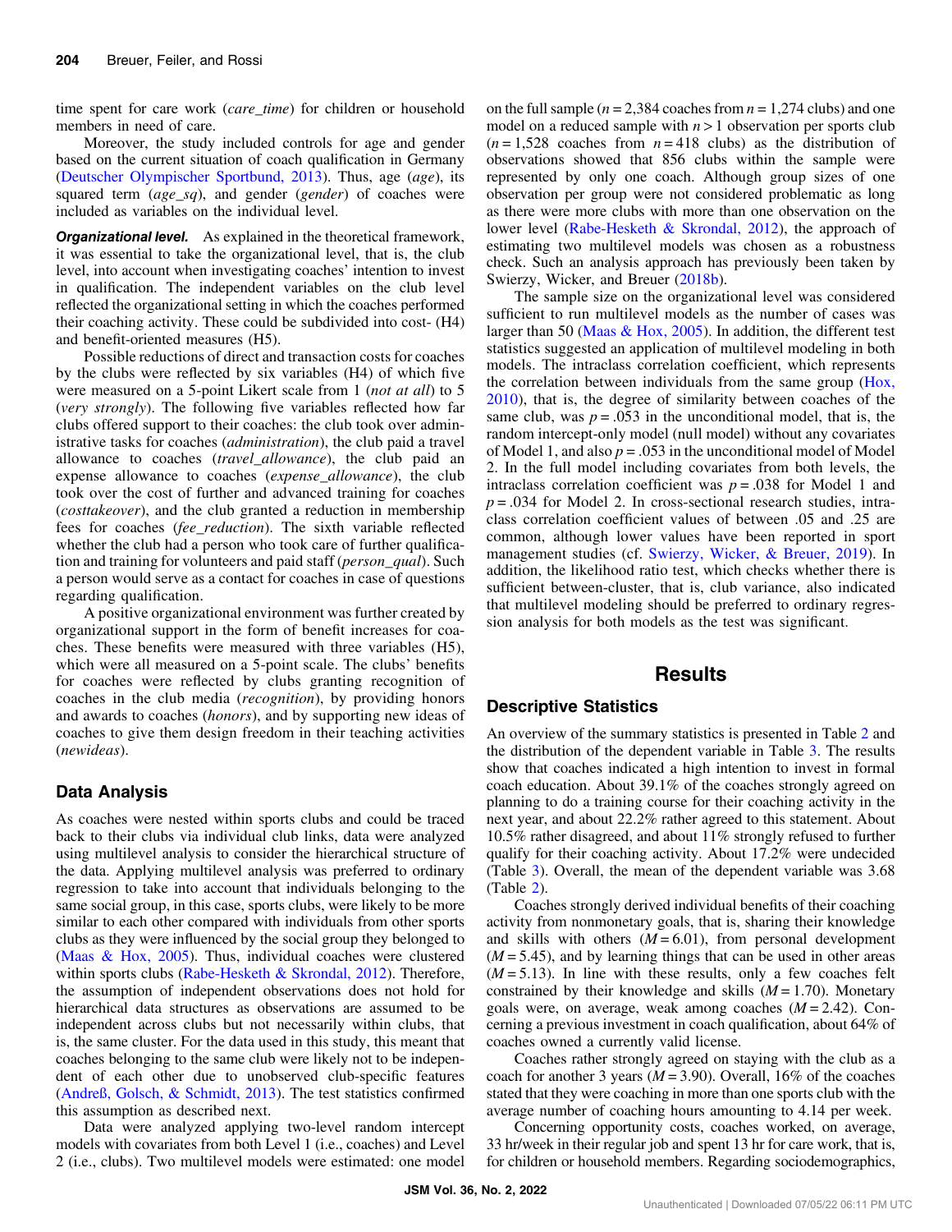time spent for care work (*care_time*) for children or household members in need of care.

Moreover, the study included controls for age and gender based on the current situation of coach qualification in Germany (Deutscher Olympischer Sportbund, 2013). Thus, age (*age*), its squared term (*age_sq*), and gender (*gender*) of coaches were included as variables on the individual level.

***Organizational level.*** As explained in the theoretical framework, it was essential to take the organizational level, that is, the club level, into account when investigating coaches' intention to invest in qualification. The independent variables on the club level reflected the organizational setting in which the coaches performed their coaching activity. These could be subdivided into cost- (H4) and benefit-oriented measures (H5).

Possible reductions of direct and transaction costs for coaches by the clubs were reflected by six variables (H4) of which five were measured on a 5-point Likert scale from 1 (*not at all*) to 5 (*very strongly*). The following five variables reflected how far clubs offered support to their coaches: the club took over administrative tasks for coaches (*administration*), the club paid a travel allowance to coaches (*travel_allowance*), the club paid an expense allowance to coaches (*expense_allowance*), the club took over the cost of further and advanced training for coaches (*costtakeover*), and the club granted a reduction in membership fees for coaches (*fee_reduction*). The sixth variable reflected whether the club had a person who took care of further qualification and training for volunteers and paid staff (*person_qual*). Such a person would serve as a contact for coaches in case of questions regarding qualification.

A positive organizational environment was further created by organizational support in the form of benefit increases for coaches. These benefits were measured with three variables (H5), which were all measured on a 5-point scale. The clubs' benefits for coaches were reflected by clubs granting recognition of coaches in the club media (*recognition*), by providing honors and awards to coaches (*honors*), and by supporting new ideas of coaches to give them design freedom in their teaching activities (*newideas*).

## Data Analysis

As coaches were nested within sports clubs and could be traced back to their clubs via individual club links, data were analyzed using multilevel analysis to consider the hierarchical structure of the data. Applying multilevel analysis was preferred to ordinary regression to take into account that individuals belonging to the same social group, in this case, sports clubs, were likely to be more similar to each other compared with individuals from other sports clubs as they were influenced by the social group they belonged to (Maas & Hox, 2005). Thus, individual coaches were clustered within sports clubs (Rabe-Hesketh & Skrondal, 2012). Therefore, the assumption of independent observations does not hold for hierarchical data structures as observations are assumed to be independent across clubs but not necessarily within clubs, that is, the same cluster. For the data used in this study, this meant that coaches belonging to the same club were likely not to be independent of each other due to unobserved club-specific features (Andreß, Golsch, & Schmidt, 2013). The test statistics confirmed this assumption as described next.

Data were analyzed applying two-level random intercept models with covariates from both Level 1 (i.e., coaches) and Level 2 (i.e., clubs). Two multilevel models were estimated: one model on the full sample ($n$ = 2,384 coaches from $n$ = 1,274 clubs) and one model on a reduced sample with $n > 1$ observation per sports club ($n$ = 1,528 coaches from $n$ = 418 clubs) as the distribution of observations showed that 856 clubs within the sample were represented by only one coach. Although group sizes of one observation per group were not considered problematic as long as there were more clubs with more than one observation on the lower level (Rabe-Hesketh & Skrondal, 2012), the approach of estimating two multilevel models was chosen as a robustness check. Such an analysis approach has previously been taken by Swierzy, Wicker, and Breuer (2018b).

The sample size on the organizational level was considered sufficient to run multilevel models as the number of cases was larger than 50 (Maas & Hox, 2005). In addition, the different test statistics suggested an application of multilevel modeling in both models. The intraclass correlation coefficient, which represents the correlation between individuals from the same group (Hox, 2010), that is, the degree of similarity between coaches of the same club, was $p$ = .053 in the unconditional model, that is, the random intercept-only model (null model) without any covariates of Model 1, and also $p$ = .053 in the unconditional model of Model 2. In the full model including covariates from both levels, the intraclass correlation coefficient was $p$ = .038 for Model 1 and $p$ = .034 for Model 2. In cross-sectional research studies, intraclass correlation coefficient values of between .05 and .25 are common, although lower values have been reported in sport management studies (cf. Swierzy, Wicker, & Breuer, 2019). In addition, the likelihood ratio test, which checks whether there is sufficient between-cluster, that is, club variance, also indicated that multilevel modeling should be preferred to ordinary regression analysis for both models as the test was significant.

# Results

## Descriptive Statistics

An overview of the summary statistics is presented in Table 2 and the distribution of the dependent variable in Table 3. The results show that coaches indicated a high intention to invest in formal coach education. About 39.1% of the coaches strongly agreed on planning to do a training course for their coaching activity in the next year, and about 22.2% rather agreed to this statement. About 10.5% rather disagreed, and about 11% strongly refused to further qualify for their coaching activity. About 17.2% were undecided (Table 3). Overall, the mean of the dependent variable was 3.68 (Table 2).

Coaches strongly derived individual benefits of their coaching activity from nonmonetary goals, that is, sharing their knowledge and skills with others ($M$ = 6.01), from personal development ($M$ = 5.45), and by learning things that can be used in other areas ($M$ = 5.13). In line with these results, only a few coaches felt constrained by their knowledge and skills ($M$ = 1.70). Monetary goals were, on average, weak among coaches ($M$ = 2.42). Concerning a previous investment in coach qualification, about 64% of coaches owned a currently valid license.

Coaches rather strongly agreed on staying with the club as a coach for another 3 years ($M$ = 3.90). Overall, 16% of the coaches stated that they were coaching in more than one sports club with the average number of coaching hours amounting to 4.14 per week.

Concerning opportunity costs, coaches worked, on average, 33 hr/week in their regular job and spent 13 hr for care work, that is, for children or household members. Regarding sociodemographics,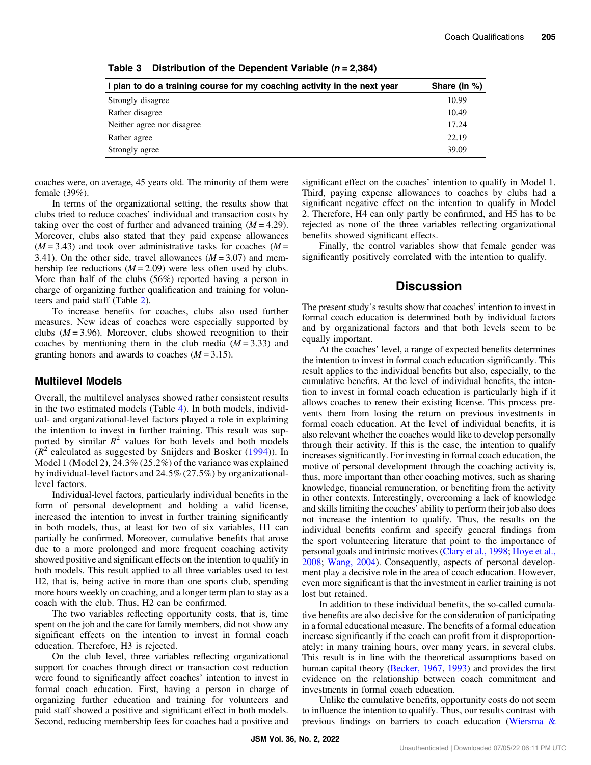Table 3 Distribution of the Dependent Variable ($n$ = 2,384)

| I plan to do a training course for my coaching activity in the next year | Share (in %) |
|---|---|
| Strongly disagree | 10.99 |
| Rather disagree | 10.49 |
| Neither agree nor disagree | 17.24 |
| Rather agree | 22.19 |
| Strongly agree | 39.09 |

coaches were, on average, 45 years old. The minority of them were female (39%).

In terms of the organizational setting, the results show that clubs tried to reduce coaches' individual and transaction costs by taking over the cost of further and advanced training ($M$ = 4.29). Moreover, clubs also stated that they paid expense allowances ($M$ = 3.43) and took over administrative tasks for coaches ($M$ = 3.41). On the other side, travel allowances ($M$ = 3.07) and membership fee reductions ($M$ = 2.09) were less often used by clubs. More than half of the clubs (56%) reported having a person in charge of organizing further qualification and training for volunteers and paid staff (Table 2).

To increase benefits for coaches, clubs also used further measures. New ideas of coaches were especially supported by clubs ($M$ = 3.96). Moreover, clubs showed recognition to their coaches by mentioning them in the club media ($M$ = 3.33) and granting honors and awards to coaches ($M$ = 3.15).

### Multilevel Models

Overall, the multilevel analyses showed rather consistent results in the two estimated models (Table 4). In both models, individual- and organizational-level factors played a role in explaining the intention to invest in further training. This result was supported by similar $R^2$ values for both levels and both models ($R^2$ calculated as suggested by Snijders and Bosker (1994)). In Model 1 (Model 2), 24.3% (25.2%) of the variance was explained by individual-level factors and 24.5% (27.5%) by organizational-level factors.

Individual-level factors, particularly individual benefits in the form of personal development and holding a valid license, increased the intention to invest in further training significantly in both models, thus, at least for two of six variables, H1 can partially be confirmed. Moreover, cumulative benefits that arose due to a more prolonged and more frequent coaching activity showed positive and significant effects on the intention to qualify in both models. This result applied to all three variables used to test H2, that is, being active in more than one sports club, spending more hours weekly on coaching, and a longer term plan to stay as a coach with the club. Thus, H2 can be confirmed.

The two variables reflecting opportunity costs, that is, time spent on the job and the care for family members, did not show any significant effects on the intention to invest in formal coach education. Therefore, H3 is rejected.

On the club level, three variables reflecting organizational support for coaches through direct or transaction cost reduction were found to significantly affect coaches' intention to invest in formal coach education. First, having a person in charge of organizing further education and training for volunteers and paid staff showed a positive and significant effect in both models. Second, reducing membership fees for coaches had a positive and significant effect on the coaches' intention to qualify in Model 1. Third, paying expense allowances to coaches by clubs had a significant negative effect on the intention to qualify in Model 2. Therefore, H4 can only partly be confirmed, and H5 has to be rejected as none of the three variables reflecting organizational benefits showed significant effects.

Finally, the control variables show that female gender was significantly positively correlated with the intention to qualify.

## Discussion

The present study's results show that coaches' intention to invest in formal coach education is determined both by individual factors and by organizational factors and that both levels seem to be equally important.

At the coaches' level, a range of expected benefits determines the intention to invest in formal coach education significantly. This result applies to the individual benefits but also, especially, to the cumulative benefits. At the level of individual benefits, the intention to invest in formal coach education is particularly high if it allows coaches to renew their existing license. This process prevents them from losing the return on previous investments in formal coach education. At the level of individual benefits, it is also relevant whether the coaches would like to develop personally through their activity. If this is the case, the intention to qualify increases significantly. For investing in formal coach education, the motive of personal development through the coaching activity is, thus, more important than other coaching motives, such as sharing knowledge, financial remuneration, or benefiting from the activity in other contexts. Interestingly, overcoming a lack of knowledge and skills limiting the coaches' ability to perform their job also does not increase the intention to qualify. Thus, the results on the individual benefits confirm and specify general findings from the sport volunteering literature that point to the importance of personal goals and intrinsic motives (Clary et al., 1998; Hoye et al., 2008; Wang, 2004). Consequently, aspects of personal development play a decisive role in the area of coach education. However, even more significant is that the investment in earlier training is not lost but retained.

In addition to these individual benefits, the so-called cumulative benefits are also decisive for the consideration of participating in a formal educational measure. The benefits of a formal education increase significantly if the coach can profit from it disproportionately: in many training hours, over many years, in several clubs. This result is in line with the theoretical assumptions based on human capital theory (Becker, 1967, 1993) and provides the first evidence on the relationship between coach commitment and investments in formal coach education.

Unlike the cumulative benefits, opportunity costs do not seem to influence the intention to qualify. Thus, our results contrast with previous findings on barriers to coach education (Wiersma &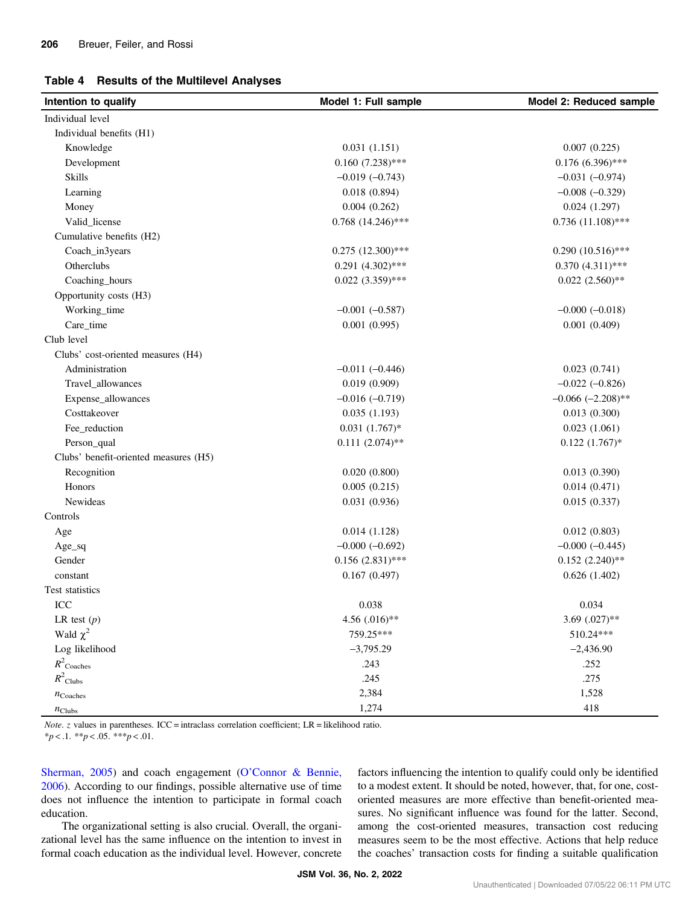**Table 4 Results of the Multilevel Analyses**

| Intention to qualify | Model 1: Full sample | Model 2: Reduced sample |
|---|---|---|
| Individual level | | |
| Individual benefits (H1) | | |
| Knowledge | 0.031 (1.151) | 0.007 (0.225) |
| Development | 0.160 (7.238)*** | 0.176 (6.396)*** |
| Skills | −0.019 (−0.743) | −0.031 (−0.974) |
| Learning | 0.018 (0.894) | −0.008 (−0.329) |
| Money | 0.004 (0.262) | 0.024 (1.297) |
| Valid_license | 0.768 (14.246)*** | 0.736 (11.108)*** |
| Cumulative benefits (H2) | | |
| Coach_in3years | 0.275 (12.300)*** | 0.290 (10.516)*** |
| Otherclubs | 0.291 (4.302)*** | 0.370 (4.311)*** |
| Coaching_hours | 0.022 (3.359)*** | 0.022 (2.560)** |
| Opportunity costs (H3) | | |
| Working_time | −0.001 (−0.587) | −0.000 (−0.018) |
| Care_time | 0.001 (0.995) | 0.001 (0.409) |
| Club level | | |
| Clubs' cost-oriented measures (H4) | | |
| Administration | −0.011 (−0.446) | 0.023 (0.741) |
| Travel_allowances | 0.019 (0.909) | −0.022 (−0.826) |
| Expense_allowances | −0.016 (−0.719) | −0.066 (−2.208)** |
| Costtakeover | 0.035 (1.193) | 0.013 (0.300) |
| Fee_reduction | 0.031 (1.767)* | 0.023 (1.061) |
| Person_qual | 0.111 (2.074)** | 0.122 (1.767)* |
| Clubs' benefit-oriented measures (H5) | | |
| Recognition | 0.020 (0.800) | 0.013 (0.390) |
| Honors | 0.005 (0.215) | 0.014 (0.471) |
| Newideas | 0.031 (0.936) | 0.015 (0.337) |
| Controls | | |
| Age | 0.014 (1.128) | 0.012 (0.803) |
| Age_sq | −0.000 (−0.692) | −0.000 (−0.445) |
| Gender | 0.156 (2.831)*** | 0.152 (2.240)** |
| constant | 0.167 (0.497) | 0.626 (1.402) |
| Test statistics | | |
| ICC | 0.038 | 0.034 |
| LR test ($p$) | 4.56 (.016)** | 3.69 (.027)** |
| Wald $\chi^2$ | 759.25*** | 510.24*** |
| Log likelihood | −3,795.29 | −2,436.90 |
| $R^2_{\text{Coaches}}$ | .243 | .252 |
| $R^2_{\text{Clubs}}$ | .245 | .275 |
| $n_{\text{Coaches}}$ | 2,384 | 1,528 |
| $n_{\text{Clubs}}$ | 1,274 | 418 |

*Note.* $z$ values in parentheses. ICC = intraclass correlation coefficient; LR = likelihood ratio.
*$p < .1$. **$p < .05$. ***$p < .01$.

Sherman, 2005) and coach engagement (O'Connor & Bennie, 2006). According to our findings, possible alternative use of time does not influence the intention to participate in formal coach education.

The organizational setting is also crucial. Overall, the organizational level has the same influence on the intention to invest in formal coach education as the individual level. However, concrete factors influencing the intention to qualify could only be identified to a modest extent. It should be noted, however, that, for one, cost-oriented measures are more effective than benefit-oriented measures. No significant influence was found for the latter. Second, among the cost-oriented measures, transaction cost reducing measures seem to be the most effective. Actions that help reduce the coaches' transaction costs for finding a suitable qualification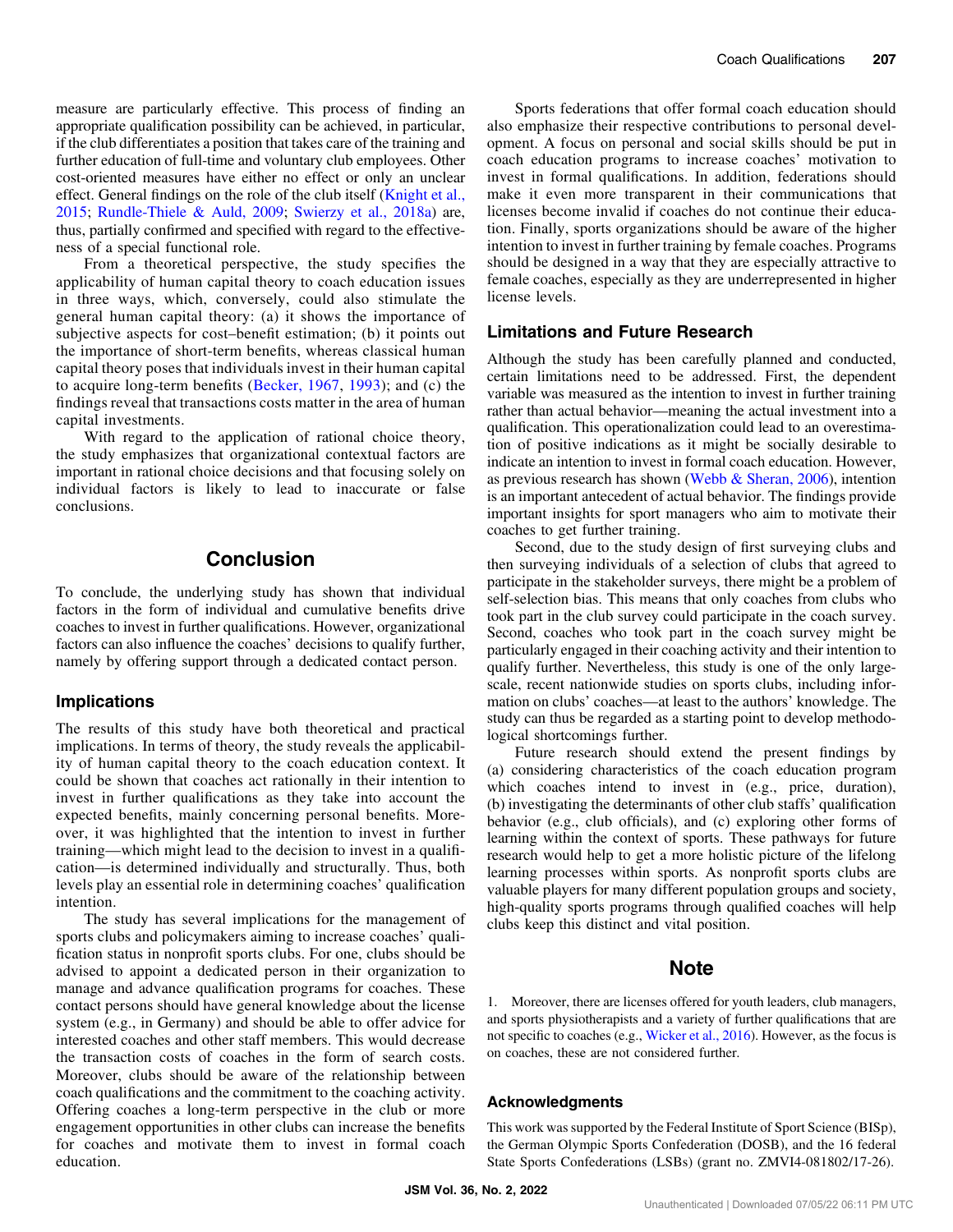measure are particularly effective. This process of finding an appropriate qualification possibility can be achieved, in particular, if the club differentiates a position that takes care of the training and further education of full-time and voluntary club employees. Other cost-oriented measures have either no effect or only an unclear effect. General findings on the role of the club itself (Knight et al., 2015; Rundle-Thiele & Auld, 2009; Swierzy et al., 2018a) are, thus, partially confirmed and specified with regard to the effectiveness of a special functional role.

From a theoretical perspective, the study specifies the applicability of human capital theory to coach education issues in three ways, which, conversely, could also stimulate the general human capital theory: (a) it shows the importance of subjective aspects for cost–benefit estimation; (b) it points out the importance of short-term benefits, whereas classical human capital theory poses that individuals invest in their human capital to acquire long-term benefits (Becker, 1967, 1993); and (c) the findings reveal that transactions costs matter in the area of human capital investments.

With regard to the application of rational choice theory, the study emphasizes that organizational contextual factors are important in rational choice decisions and that focusing solely on individual factors is likely to lead to inaccurate or false conclusions.

# Conclusion

To conclude, the underlying study has shown that individual factors in the form of individual and cumulative benefits drive coaches to invest in further qualifications. However, organizational factors can also influence the coaches' decisions to qualify further, namely by offering support through a dedicated contact person.

## Implications

The results of this study have both theoretical and practical implications. In terms of theory, the study reveals the applicability of human capital theory to the coach education context. It could be shown that coaches act rationally in their intention to invest in further qualifications as they take into account the expected benefits, mainly concerning personal benefits. Moreover, it was highlighted that the intention to invest in further training—which might lead to the decision to invest in a qualification—is determined individually and structurally. Thus, both levels play an essential role in determining coaches' qualification intention.

The study has several implications for the management of sports clubs and policymakers aiming to increase coaches' qualification status in nonprofit sports clubs. For one, clubs should be advised to appoint a dedicated person in their organization to manage and advance qualification programs for coaches. These contact persons should have general knowledge about the license system (e.g., in Germany) and should be able to offer advice for interested coaches and other staff members. This would decrease the transaction costs of coaches in the form of search costs. Moreover, clubs should be aware of the relationship between coach qualifications and the commitment to the coaching activity. Offering coaches a long-term perspective in the club or more engagement opportunities in other clubs can increase the benefits for coaches and motivate them to invest in formal coach education.

Sports federations that offer formal coach education should also emphasize their respective contributions to personal development. A focus on personal and social skills should be put in coach education programs to increase coaches' motivation to invest in formal qualifications. In addition, federations should make it even more transparent in their communications that licenses become invalid if coaches do not continue their education. Finally, sports organizations should be aware of the higher intention to invest in further training by female coaches. Programs should be designed in a way that they are especially attractive to female coaches, especially as they are underrepresented in higher license levels.

## Limitations and Future Research

Although the study has been carefully planned and conducted, certain limitations need to be addressed. First, the dependent variable was measured as the intention to invest in further training rather than actual behavior—meaning the actual investment into a qualification. This operationalization could lead to an overestimation of positive indications as it might be socially desirable to indicate an intention to invest in formal coach education. However, as previous research has shown (Webb & Sheran, 2006), intention is an important antecedent of actual behavior. The findings provide important insights for sport managers who aim to motivate their coaches to get further training.

Second, due to the study design of first surveying clubs and then surveying individuals of a selection of clubs that agreed to participate in the stakeholder surveys, there might be a problem of self-selection bias. This means that only coaches from clubs who took part in the club survey could participate in the coach survey. Second, coaches who took part in the coach survey might be particularly engaged in their coaching activity and their intention to qualify further. Nevertheless, this study is one of the only large-scale, recent nationwide studies on sports clubs, including information on clubs' coaches—at least to the authors' knowledge. The study can thus be regarded as a starting point to develop methodological shortcomings further.

Future research should extend the present findings by (a) considering characteristics of the coach education program which coaches intend to invest in (e.g., price, duration), (b) investigating the determinants of other club staffs' qualification behavior (e.g., club officials), and (c) exploring other forms of learning within the context of sports. These pathways for future research would help to get a more holistic picture of the lifelong learning processes within sports. As nonprofit sports clubs are valuable players for many different population groups and society, high-quality sports programs through qualified coaches will help clubs keep this distinct and vital position.

# Note

1. Moreover, there are licenses offered for youth leaders, club managers, and sports physiotherapists and a variety of further qualifications that are not specific to coaches (e.g., Wicker et al., 2016). However, as the focus is on coaches, these are not considered further.

## Acknowledgments

This work was supported by the Federal Institute of Sport Science (BISp), the German Olympic Sports Confederation (DOSB), and the 16 federal State Sports Confederations (LSBs) (grant no. ZMVI4-081802/17-26).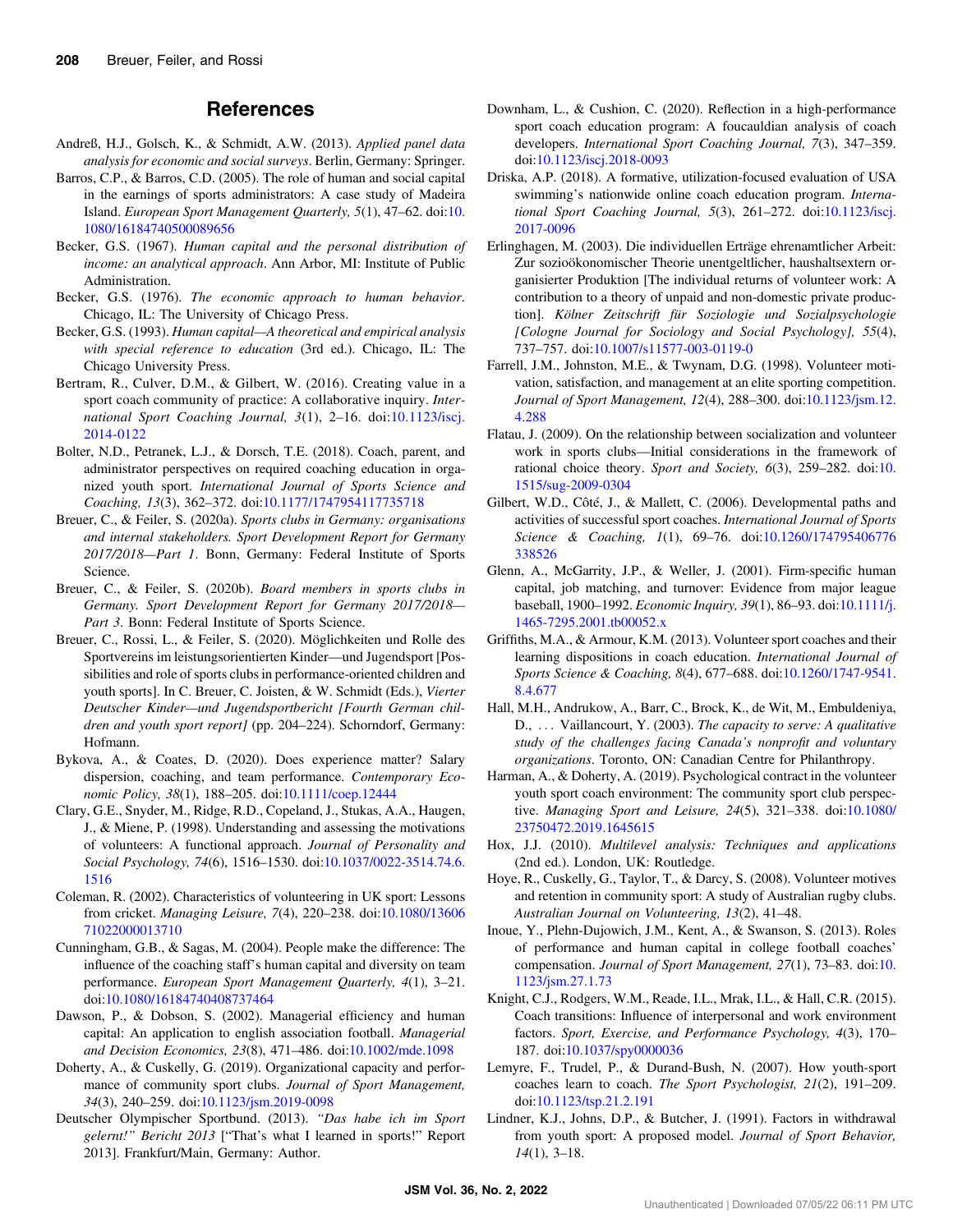## References

Andreß, H.J., Golsch, K., & Schmidt, A.W. (2013). *Applied panel data analysis for economic and social surveys*. Berlin, Germany: Springer.

Barros, C.P., & Barros, C.D. (2005). The role of human and social capital in the earnings of sports administrators: A case study of Madeira Island. *European Sport Management Quarterly, 5*(1), 47–62. doi:10.1080/16184740500089656

Becker, G.S. (1967). *Human capital and the personal distribution of income: an analytical approach*. Ann Arbor, MI: Institute of Public Administration.

Becker, G.S. (1976). *The economic approach to human behavior*. Chicago, IL: The University of Chicago Press.

Becker, G.S. (1993). *Human capital—A theoretical and empirical analysis with special reference to education* (3rd ed.). Chicago, IL: The Chicago University Press.

Bertram, R., Culver, D.M., & Gilbert, W. (2016). Creating value in a sport coach community of practice: A collaborative inquiry. *International Sport Coaching Journal, 3*(1), 2–16. doi:10.1123/iscj.2014-0122

Bolter, N.D., Petranek, L.J., & Dorsch, T.E. (2018). Coach, parent, and administrator perspectives on required coaching education in organized youth sport. *International Journal of Sports Science and Coaching, 13*(3), 362–372. doi:10.1177/1747954117735718

Breuer, C., & Feiler, S. (2020a). *Sports clubs in Germany: organisations and internal stakeholders. Sport Development Report for Germany 2017/2018—Part 1*. Bonn, Germany: Federal Institute of Sports Science.

Breuer, C., & Feiler, S. (2020b). *Board members in sports clubs in Germany. Sport Development Report for Germany 2017/2018—Part 3*. Bonn: Federal Institute of Sports Science.

Breuer, C., Rossi, L., & Feiler, S. (2020). Möglichkeiten und Rolle des Sportvereins im leistungsorientierten Kinder—und Jugendsport [Possibilities and role of sports clubs in performance-oriented children and youth sports]. In C. Breuer, C. Joisten, & W. Schmidt (Eds.), *Vierter Deutscher Kinder—und Jugendsportbericht [Fourth German children and youth sport report]* (pp. 204–224). Schorndorf, Germany: Hofmann.

Bykova, A., & Coates, D. (2020). Does experience matter? Salary dispersion, coaching, and team performance. *Contemporary Economic Policy, 38*(1), 188–205. doi:10.1111/coep.12444

Clary, G.E., Snyder, M., Ridge, R.D., Copeland, J., Stukas, A.A., Haugen, J., & Miene, P. (1998). Understanding and assessing the motivations of volunteers: A functional approach. *Journal of Personality and Social Psychology, 74*(6), 1516–1530. doi:10.1037/0022-3514.74.6.1516

Coleman, R. (2002). Characteristics of volunteering in UK sport: Lessons from cricket. *Managing Leisure, 7*(4), 220–238. doi:10.1080/13606710220000013710

Cunningham, G.B., & Sagas, M. (2004). People make the difference: The influence of the coaching staff's human capital and diversity on team performance. *European Sport Management Quarterly, 4*(1), 3–21. doi:10.1080/16184740408737464

Dawson, P., & Dobson, S. (2002). Managerial efficiency and human capital: An application to english association football. *Managerial and Decision Economics, 23*(8), 471–486. doi:10.1002/mde.1098

Doherty, A., & Cuskelly, G. (2019). Organizational capacity and performance of community sport clubs. *Journal of Sport Management, 34*(3), 240–259. doi:10.1123/jsm.2019-0098

Deutscher Olympischer Sportbund. (2013). *"Das habe ich im Sport gelernt!" Bericht 2013* ["That's what I learned in sports!" Report 2013]. Frankfurt/Main, Germany: Author.

Downham, L., & Cushion, C. (2020). Reflection in a high-performance sport coach education program: A foucauldian analysis of coach developers. *International Sport Coaching Journal, 7*(3), 347–359. doi:10.1123/iscj.2018-0093

Driska, A.P. (2018). A formative, utilization-focused evaluation of USA swimming's nationwide online coach education program. *International Sport Coaching Journal, 5*(3), 261–272. doi:10.1123/iscj.2017-0096

Erlinghagen, M. (2003). Die individuellen Erträge ehrenamtlicher Arbeit: Zur sozioökonomischer Theorie unentgeltlicher, haushaltsextern organisierter Produktion [The individual returns of volunteer work: A contribution to a theory of unpaid and non-domestic private production]. *Kölner Zeitschrift für Soziologie und Sozialpsychologie [Cologne Journal for Sociology and Social Psychology], 55*(4), 737–757. doi:10.1007/s11577-003-0119-0

Farrell, J.M., Johnston, M.E., & Twynam, D.G. (1998). Volunteer motivation, satisfaction, and management at an elite sporting competition. *Journal of Sport Management, 12*(4), 288–300. doi:10.1123/jsm.12.4.288

Flatau, J. (2009). On the relationship between socialization and volunteer work in sports clubs—Initial considerations in the framework of rational choice theory. *Sport and Society, 6*(3), 259–282. doi:10.1515/sug-2009-0304

Gilbert, W.D., Côté, J., & Mallett, C. (2006). Developmental paths and activities of successful sport coaches. *International Journal of Sports Science & Coaching, 1*(1), 69–76. doi:10.1260/174795406776338526

Glenn, A., McGarrity, J.P., & Weller, J. (2001). Firm-specific human capital, job matching, and turnover: Evidence from major league baseball, 1900–1992. *Economic Inquiry, 39*(1), 86–93. doi:10.1111/j.1465-7295.2001.tb00052.x

Griffiths, M.A., & Armour, K.M. (2013). Volunteer sport coaches and their learning dispositions in coach education. *International Journal of Sports Science & Coaching, 8*(4), 677–688. doi:10.1260/1747-9541.8.4.677

Hall, M.H., Andrukow, A., Barr, C., Brock, K., de Wit, M., Embuldeniya, D., . . . Vaillancourt, Y. (2003). *The capacity to serve: A qualitative study of the challenges facing Canada's nonprofit and voluntary organizations*. Toronto, ON: Canadian Centre for Philanthropy.

Harman, A., & Doherty, A. (2019). Psychological contract in the volunteer youth sport coach environment: The community sport club perspective. *Managing Sport and Leisure, 24*(5), 321–338. doi:10.1080/23750472.2019.1645615

Hox, J.J. (2010). *Multilevel analysis: Techniques and applications* (2nd ed.). London, UK: Routledge.

Hoye, R., Cuskelly, G., Taylor, T., & Darcy, S. (2008). Volunteer motives and retention in community sport: A study of Australian rugby clubs. *Australian Journal on Volunteering, 13*(2), 41–48.

Inoue, Y., Plehn-Dujowich, J.M., Kent, A., & Swanson, S. (2013). Roles of performance and human capital in college football coaches' compensation. *Journal of Sport Management, 27*(1), 73–83. doi:10.1123/jsm.27.1.73

Knight, C.J., Rodgers, W.M., Reade, I.L., Mrak, I.L., & Hall, C.R. (2015). Coach transitions: Influence of interpersonal and work environment factors. *Sport, Exercise, and Performance Psychology, 4*(3), 170–187. doi:10.1037/spy0000036

Lemyre, F., Trudel, P., & Durand-Bush, N. (2007). How youth-sport coaches learn to coach. *The Sport Psychologist, 21*(2), 191–209. doi:10.1123/tsp.21.2.191

Lindner, K.J., Johns, D.P., & Butcher, J. (1991). Factors in withdrawal from youth sport: A proposed model. *Journal of Sport Behavior, 14*(1), 3–18.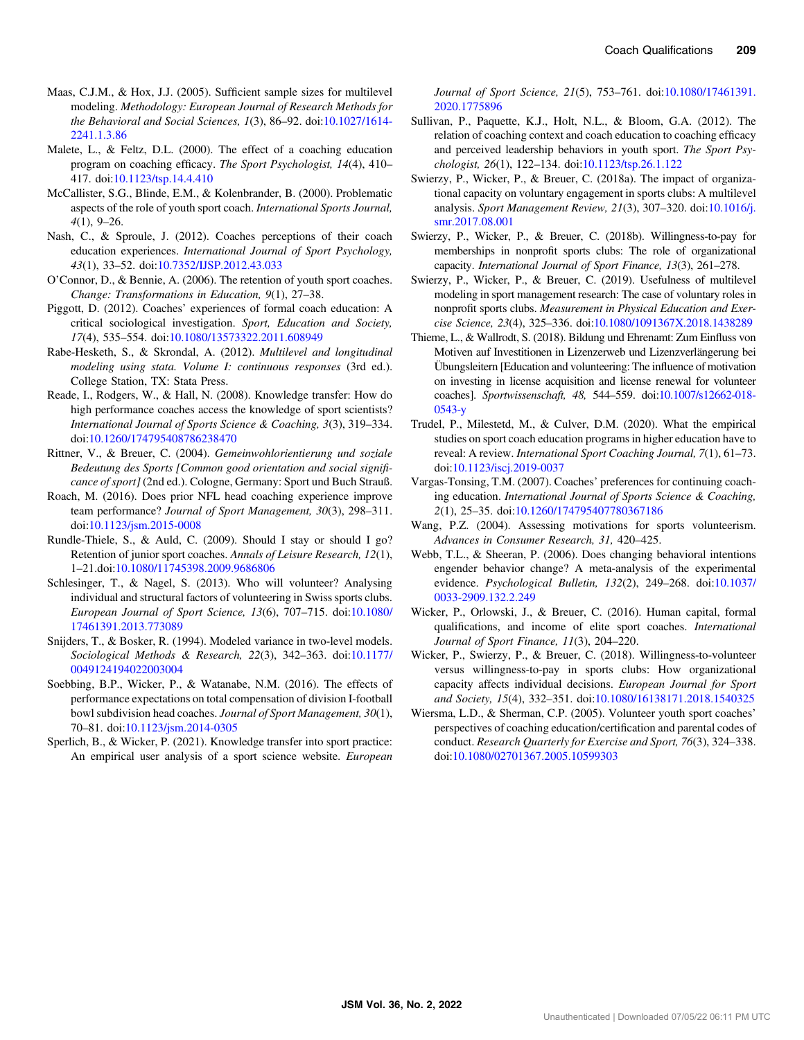Maas, C.J.M., & Hox, J.J. (2005). Sufficient sample sizes for multilevel modeling. *Methodology: European Journal of Research Methods for the Behavioral and Social Sciences, 1*(3), 86–92. doi:10.1027/1614-2241.1.3.86

Malete, L., & Feltz, D.L. (2000). The effect of a coaching education program on coaching efficacy. *The Sport Psychologist, 14*(4), 410–417. doi:10.1123/tsp.14.4.410

McCallister, S.G., Blinde, E.M., & Kolenbrander, B. (2000). Problematic aspects of the role of youth sport coach. *International Sports Journal, 4*(1), 9–26.

Nash, C., & Sproule, J. (2012). Coaches perceptions of their coach education experiences. *International Journal of Sport Psychology, 43*(1), 33–52. doi:10.7352/IJSP.2012.43.033

O'Connor, D., & Bennie, A. (2006). The retention of youth sport coaches. *Change: Transformations in Education, 9*(1), 27–38.

Piggott, D. (2012). Coaches' experiences of formal coach education: A critical sociological investigation. *Sport, Education and Society, 17*(4), 535–554. doi:10.1080/13573322.2011.608949

Rabe-Hesketh, S., & Skrondal, A. (2012). *Multilevel and longitudinal modeling using stata. Volume I: continuous responses* (3rd ed.). College Station, TX: Stata Press.

Reade, I., Rodgers, W., & Hall, N. (2008). Knowledge transfer: How do high performance coaches access the knowledge of sport scientists? *International Journal of Sports Science & Coaching, 3*(3), 319–334. doi:10.1260/174795408786238470

Rittner, V., & Breuer, C. (2004). *Gemeinwohlorientierung und soziale Bedeutung des Sports [Common good orientation and social significance of sport]* (2nd ed.). Cologne, Germany: Sport und Buch Strauß.

Roach, M. (2016). Does prior NFL head coaching experience improve team performance? *Journal of Sport Management, 30*(3), 298–311. doi:10.1123/jsm.2015-0008

Rundle-Thiele, S., & Auld, C. (2009). Should I stay or should I go? Retention of junior sport coaches. *Annals of Leisure Research, 12*(1), 1–21.doi:10.1080/11745398.2009.9686806

Schlesinger, T., & Nagel, S. (2013). Who will volunteer? Analysing individual and structural factors of volunteering in Swiss sports clubs. *European Journal of Sport Science, 13*(6), 707–715. doi:10.1080/17461391.2013.773089

Snijders, T., & Bosker, R. (1994). Modeled variance in two-level models. *Sociological Methods & Research, 22*(3), 342–363. doi:10.1177/0049124194022003004

Soebbing, B.P., Wicker, P., & Watanabe, N.M. (2016). The effects of performance expectations on total compensation of division I-football bowl subdivision head coaches. *Journal of Sport Management, 30*(1), 70–81. doi:10.1123/jsm.2014-0305

Sperlich, B., & Wicker, P. (2021). Knowledge transfer into sport practice: An empirical user analysis of a sport science website. *European Journal of Sport Science, 21*(5), 753–761. doi:10.1080/17461391.2020.1775896

Sullivan, P., Paquette, K.J., Holt, N.L., & Bloom, G.A. (2012). The relation of coaching context and coach education to coaching efficacy and perceived leadership behaviors in youth sport. *The Sport Psychologist, 26*(1), 122–134. doi:10.1123/tsp.26.1.122

Swierzy, P., Wicker, P., & Breuer, C. (2018a). The impact of organizational capacity on voluntary engagement in sports clubs: A multilevel analysis. *Sport Management Review, 21*(3), 307–320. doi:10.1016/j.smr.2017.08.001

Swierzy, P., Wicker, P., & Breuer, C. (2018b). Willingness-to-pay for memberships in nonprofit sports clubs: The role of organizational capacity. *International Journal of Sport Finance, 13*(3), 261–278.

Swierzy, P., Wicker, P., & Breuer, C. (2019). Usefulness of multilevel modeling in sport management research: The case of voluntary roles in nonprofit sports clubs. *Measurement in Physical Education and Exercise Science, 23*(4), 325–336. doi:10.1080/1091367X.2018.1438289

Thieme, L., & Wallrodt, S. (2018). Bildung und Ehrenamt: Zum Einfluss von Motiven auf Investitionen in Lizenzerweb und Lizenzverlängerung bei Übungsleitern [Education and volunteering: The influence of motivation on investing in license acquisition and license renewal for volunteer coaches]. *Sportwissenschaft, 48,* 544–559. doi:10.1007/s12662-018-0543-y

Trudel, P., Milestetd, M., & Culver, D.M. (2020). What the empirical studies on sport coach education programs in higher education have to reveal: A review. *International Sport Coaching Journal, 7*(1), 61–73. doi:10.1123/iscj.2019-0037

Vargas-Tonsing, T.M. (2007). Coaches' preferences for continuing coaching education. *International Journal of Sports Science & Coaching, 2*(1), 25–35. doi:10.1260/174795407780367186

Wang, P.Z. (2004). Assessing motivations for sports volunteerism. *Advances in Consumer Research, 31,* 420–425.

Webb, T.L., & Sheeran, P. (2006). Does changing behavioral intentions engender behavior change? A meta-analysis of the experimental evidence. *Psychological Bulletin, 132*(2), 249–268. doi:10.1037/0033-2909.132.2.249

Wicker, P., Orlowski, J., & Breuer, C. (2016). Human capital, formal qualifications, and income of elite sport coaches. *International Journal of Sport Finance, 11*(3), 204–220.

Wicker, P., Swierzy, P., & Breuer, C. (2018). Willingness-to-volunteer versus willingness-to-pay in sports clubs: How organizational capacity affects individual decisions. *European Journal for Sport and Society, 15*(4), 332–351. doi:10.1080/16138171.2018.1540325

Wiersma, L.D., & Sherman, C.P. (2005). Volunteer youth sport coaches' perspectives of coaching education/certification and parental codes of conduct. *Research Quarterly for Exercise and Sport, 76*(3), 324–338. doi:10.1080/02701367.2005.10599303